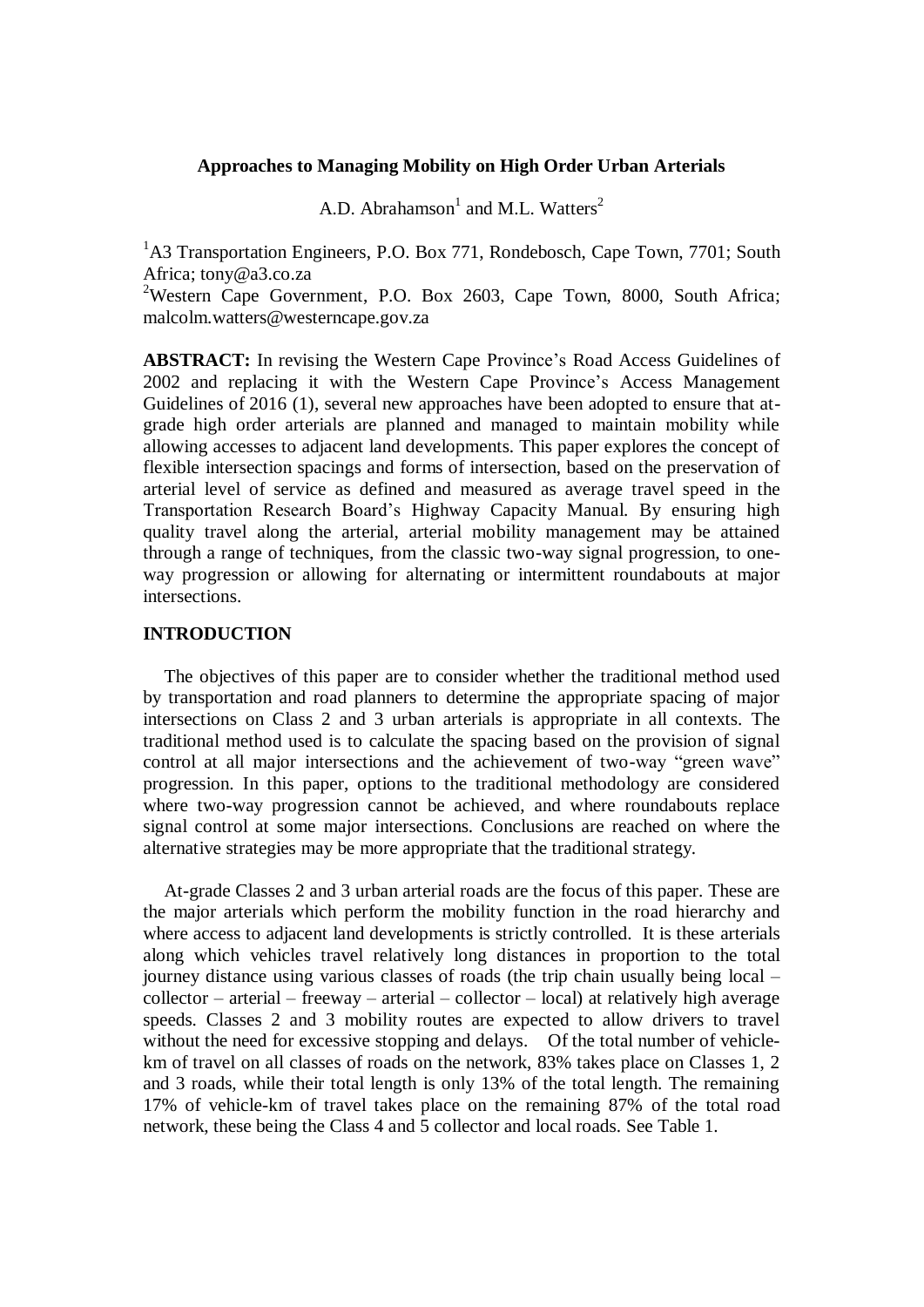# Approaches to Managing Mobility on High Order Urban Arterials

A.D. Abrahamson[1] and M.L. Watters[2]

[1]A3 Transportation Engineers, P.O. Box 771, Rondebosch, Cape Town, 7701; South Africa; tony@a3.co.za

[2]Western Cape Government, P.O. Box 2603, Cape Town, 8000, South Africa; malcolm.watters@westerncape.gov.za

**ABSTRACT:** In revising the Western Cape Province's Road Access Guidelines of 2002 and replacing it with the Western Cape Province's Access Management Guidelines of 2016 (1), several new approaches have been adopted to ensure that at-grade high order arterials are planned and managed to maintain mobility while allowing accesses to adjacent land developments. This paper explores the concept of flexible intersection spacings and forms of intersection, based on the preservation of arterial level of service as defined and measured as average travel speed in the Transportation Research Board's Highway Capacity Manual. By ensuring high quality travel along the arterial, arterial mobility management may be attained through a range of techniques, from the classic two-way signal progression, to one-way progression or allowing for alternating or intermittent roundabouts at major intersections.

## INTRODUCTION

The objectives of this paper are to consider whether the traditional method used by transportation and road planners to determine the appropriate spacing of major intersections on Class 2 and 3 urban arterials is appropriate in all contexts. The traditional method used is to calculate the spacing based on the provision of signal control at all major intersections and the achievement of two-way "green wave" progression. In this paper, options to the traditional methodology are considered where two-way progression cannot be achieved, and where roundabouts replace signal control at some major intersections. Conclusions are reached on where the alternative strategies may be more appropriate that the traditional strategy.

At-grade Classes 2 and 3 urban arterial roads are the focus of this paper. These are the major arterials which perform the mobility function in the road hierarchy and where access to adjacent land developments is strictly controlled. It is these arterials along which vehicles travel relatively long distances in proportion to the total journey distance using various classes of roads (the trip chain usually being local – collector – arterial – freeway – arterial – collector – local) at relatively high average speeds. Classes 2 and 3 mobility routes are expected to allow drivers to travel without the need for excessive stopping and delays. Of the total number of vehicle-km of travel on all classes of roads on the network, 83% takes place on Classes 1, 2 and 3 roads, while their total length is only 13% of the total length. The remaining 17% of vehicle-km of travel takes place on the remaining 87% of the total road network, these being the Class 4 and 5 collector and local roads. See Table 1.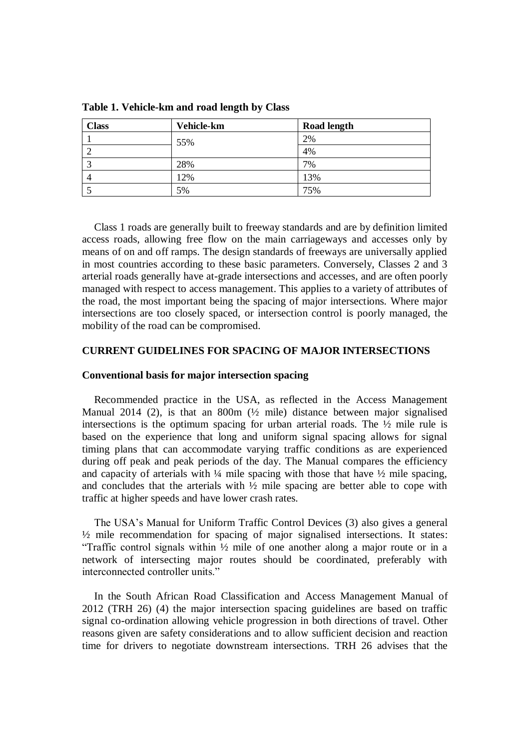**Table 1. Vehicle-km and road length by Class**

| Class | Vehicle-km | Road length |
|---|---|---|
| 1 | 55% | 2% |
| 2 | | 4% |
| 3 | 28% | 7% |
| 4 | 12% | 13% |
| 5 | 5% | 75% |

Class 1 roads are generally built to freeway standards and are by definition limited access roads, allowing free flow on the main carriageways and accesses only by means of on and off ramps. The design standards of freeways are universally applied in most countries according to these basic parameters. Conversely, Classes 2 and 3 arterial roads generally have at-grade intersections and accesses, and are often poorly managed with respect to access management. This applies to a variety of attributes of the road, the most important being the spacing of major intersections. Where major intersections are too closely spaced, or intersection control is poorly managed, the mobility of the road can be compromised.

## CURRENT GUIDELINES FOR SPACING OF MAJOR INTERSECTIONS

### Conventional basis for major intersection spacing

Recommended practice in the USA, as reflected in the Access Management Manual 2014 (2), is that an 800m (½ mile) distance between major signalised intersections is the optimum spacing for urban arterial roads. The ½ mile rule is based on the experience that long and uniform signal spacing allows for signal timing plans that can accommodate varying traffic conditions as are experienced during off peak and peak periods of the day. The Manual compares the efficiency and capacity of arterials with ¼ mile spacing with those that have ½ mile spacing, and concludes that the arterials with ½ mile spacing are better able to cope with traffic at higher speeds and have lower crash rates.

The USA's Manual for Uniform Traffic Control Devices (3) also gives a general ½ mile recommendation for spacing of major signalised intersections. It states: "Traffic control signals within ½ mile of one another along a major route or in a network of intersecting major routes should be coordinated, preferably with interconnected controller units."

In the South African Road Classification and Access Management Manual of 2012 (TRH 26) (4) the major intersection spacing guidelines are based on traffic signal co-ordination allowing vehicle progression in both directions of travel. Other reasons given are safety considerations and to allow sufficient decision and reaction time for drivers to negotiate downstream intersections. TRH 26 advises that the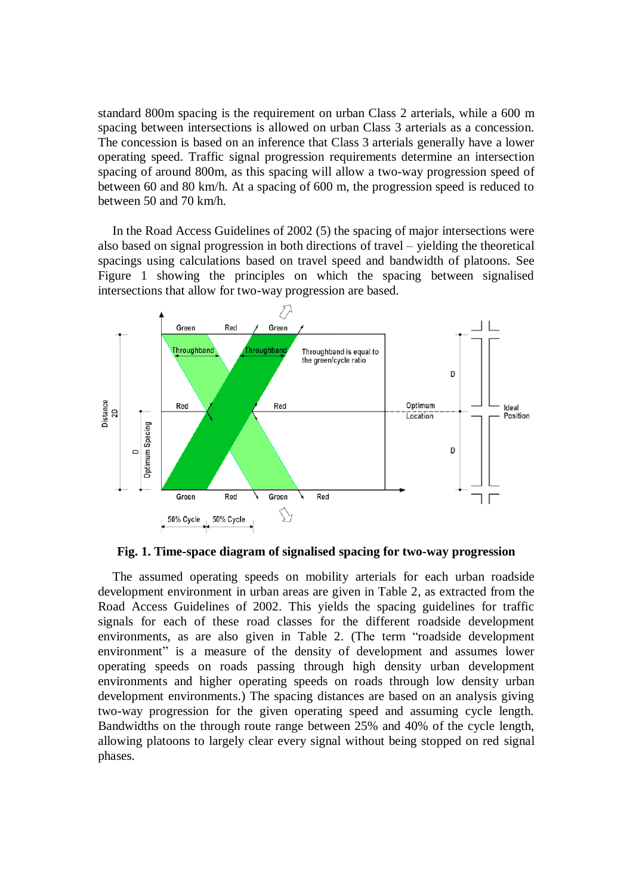standard 800m spacing is the requirement on urban Class 2 arterials, while a 600 m spacing between intersections is allowed on urban Class 3 arterials as a concession. The concession is based on an inference that Class 3 arterials generally have a lower operating speed. Traffic signal progression requirements determine an intersection spacing of around 800m, as this spacing will allow a two-way progression speed of between 60 and 80 km/h. At a spacing of 600 m, the progression speed is reduced to between 50 and 70 km/h.

In the Road Access Guidelines of 2002 (5) the spacing of major intersections were also based on signal progression in both directions of travel – yielding the theoretical spacings using calculations based on travel speed and bandwidth of platoons. See Figure 1 showing the principles on which the spacing between signalised intersections that allow for two-way progression are based.

**Fig. 1. Time-space diagram of signalised spacing for two-way progression**

The assumed operating speeds on mobility arterials for each urban roadside development environment in urban areas are given in Table 2, as extracted from the Road Access Guidelines of 2002. This yields the spacing guidelines for traffic signals for each of these road classes for the different roadside development environments, as are also given in Table 2. (The term "roadside development environment" is a measure of the density of development and assumes lower operating speeds on roads passing through high density urban development environments and higher operating speeds on roads through low density urban development environments.) The spacing distances are based on an analysis giving two-way progression for the given operating speed and assuming cycle length. Bandwidths on the through route range between 25% and 40% of the cycle length, allowing platoons to largely clear every signal without being stopped on red signal phases.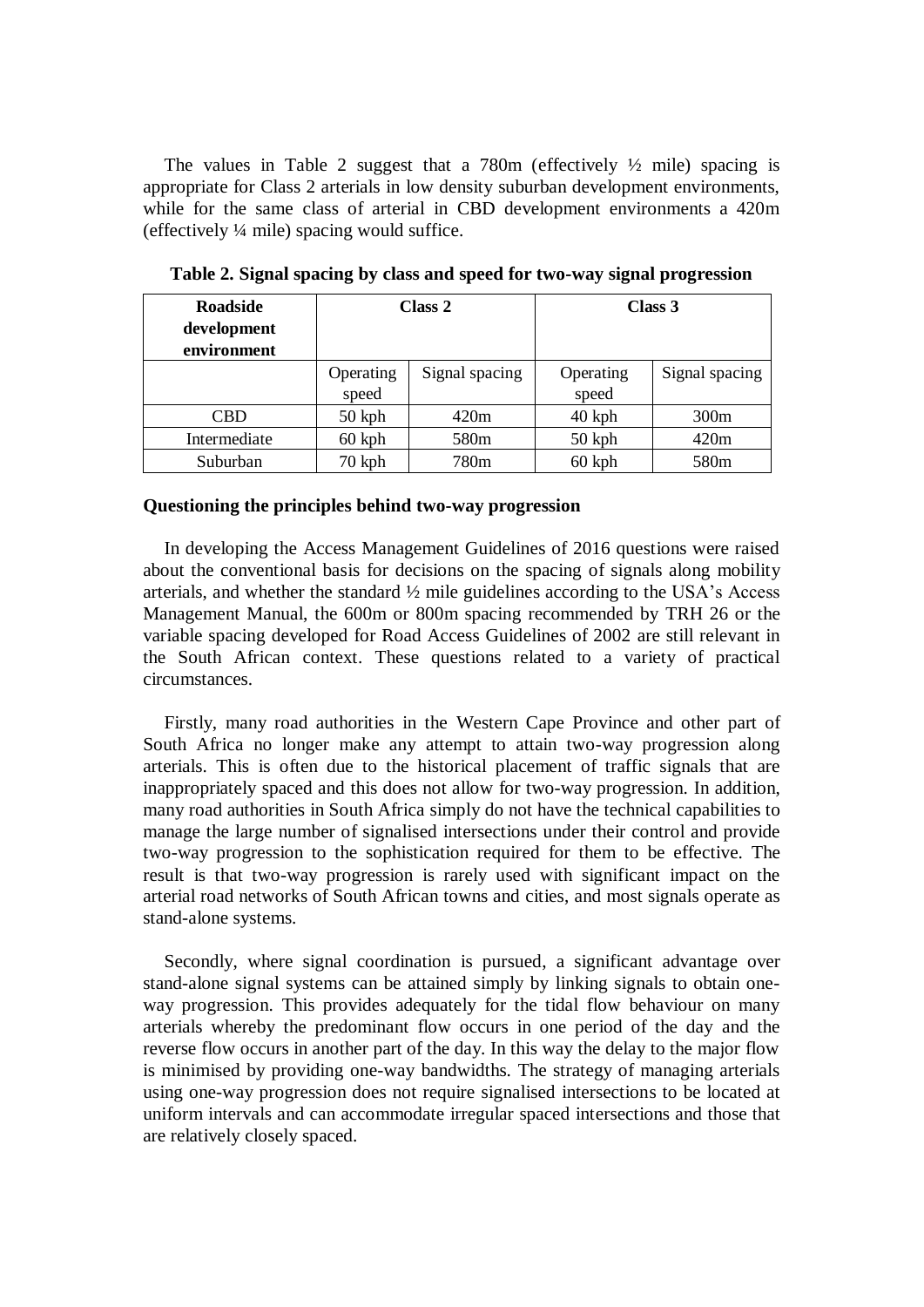The values in Table 2 suggest that a 780m (effectively ½ mile) spacing is appropriate for Class 2 arterials in low density suburban development environments, while for the same class of arterial in CBD development environments a 420m (effectively ¼ mile) spacing would suffice.

**Table 2. Signal spacing by class and speed for two-way signal progression**

| Roadside development environment | Class 2 | | Class 3 | |
|---|---|---|---|---|
| | Operating speed | Signal spacing | Operating speed | Signal spacing |
| CBD | 50 kph | 420m | 40 kph | 300m |
| Intermediate | 60 kph | 580m | 50 kph | 420m |
| Suburban | 70 kph | 780m | 60 kph | 580m |

**Questioning the principles behind two-way progression**

In developing the Access Management Guidelines of 2016 questions were raised about the conventional basis for decisions on the spacing of signals along mobility arterials, and whether the standard ½ mile guidelines according to the USA's Access Management Manual, the 600m or 800m spacing recommended by TRH 26 or the variable spacing developed for Road Access Guidelines of 2002 are still relevant in the South African context. These questions related to a variety of practical circumstances.

Firstly, many road authorities in the Western Cape Province and other part of South Africa no longer make any attempt to attain two-way progression along arterials. This is often due to the historical placement of traffic signals that are inappropriately spaced and this does not allow for two-way progression. In addition, many road authorities in South Africa simply do not have the technical capabilities to manage the large number of signalised intersections under their control and provide two-way progression to the sophistication required for them to be effective. The result is that two-way progression is rarely used with significant impact on the arterial road networks of South African towns and cities, and most signals operate as stand-alone systems.

Secondly, where signal coordination is pursued, a significant advantage over stand-alone signal systems can be attained simply by linking signals to obtain one-way progression. This provides adequately for the tidal flow behaviour on many arterials whereby the predominant flow occurs in one period of the day and the reverse flow occurs in another part of the day. In this way the delay to the major flow is minimised by providing one-way bandwidths. The strategy of managing arterials using one-way progression does not require signalised intersections to be located at uniform intervals and can accommodate irregular spaced intersections and those that are relatively closely spaced.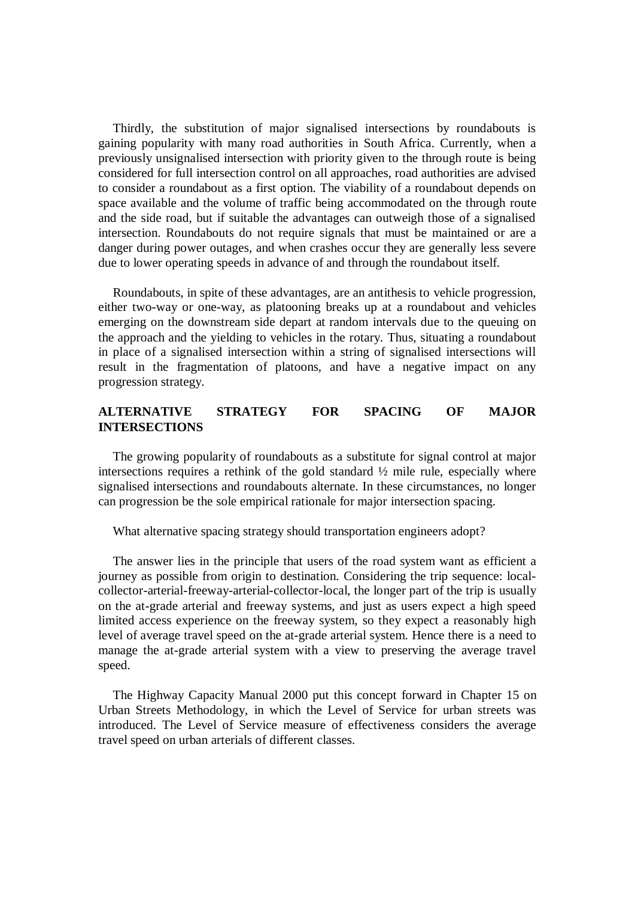Thirdly, the substitution of major signalised intersections by roundabouts is gaining popularity with many road authorities in South Africa. Currently, when a previously unsignalised intersection with priority given to the through route is being considered for full intersection control on all approaches, road authorities are advised to consider a roundabout as a first option. The viability of a roundabout depends on space available and the volume of traffic being accommodated on the through route and the side road, but if suitable the advantages can outweigh those of a signalised intersection. Roundabouts do not require signals that must be maintained or are a danger during power outages, and when crashes occur they are generally less severe due to lower operating speeds in advance of and through the roundabout itself.

Roundabouts, in spite of these advantages, are an antithesis to vehicle progression, either two-way or one-way, as platooning breaks up at a roundabout and vehicles emerging on the downstream side depart at random intervals due to the queuing on the approach and the yielding to vehicles in the rotary. Thus, situating a roundabout in place of a signalised intersection within a string of signalised intersections will result in the fragmentation of platoons, and have a negative impact on any progression strategy.

## ALTERNATIVE STRATEGY FOR SPACING OF MAJOR INTERSECTIONS

The growing popularity of roundabouts as a substitute for signal control at major intersections requires a rethink of the gold standard ½ mile rule, especially where signalised intersections and roundabouts alternate. In these circumstances, no longer can progression be the sole empirical rationale for major intersection spacing.

What alternative spacing strategy should transportation engineers adopt?

The answer lies in the principle that users of the road system want as efficient a journey as possible from origin to destination. Considering the trip sequence: local-collector-arterial-freeway-arterial-collector-local, the longer part of the trip is usually on the at-grade arterial and freeway systems, and just as users expect a high speed limited access experience on the freeway system, so they expect a reasonably high level of average travel speed on the at-grade arterial system. Hence there is a need to manage the at-grade arterial system with a view to preserving the average travel speed.

The Highway Capacity Manual 2000 put this concept forward in Chapter 15 on Urban Streets Methodology, in which the Level of Service for urban streets was introduced. The Level of Service measure of effectiveness considers the average travel speed on urban arterials of different classes.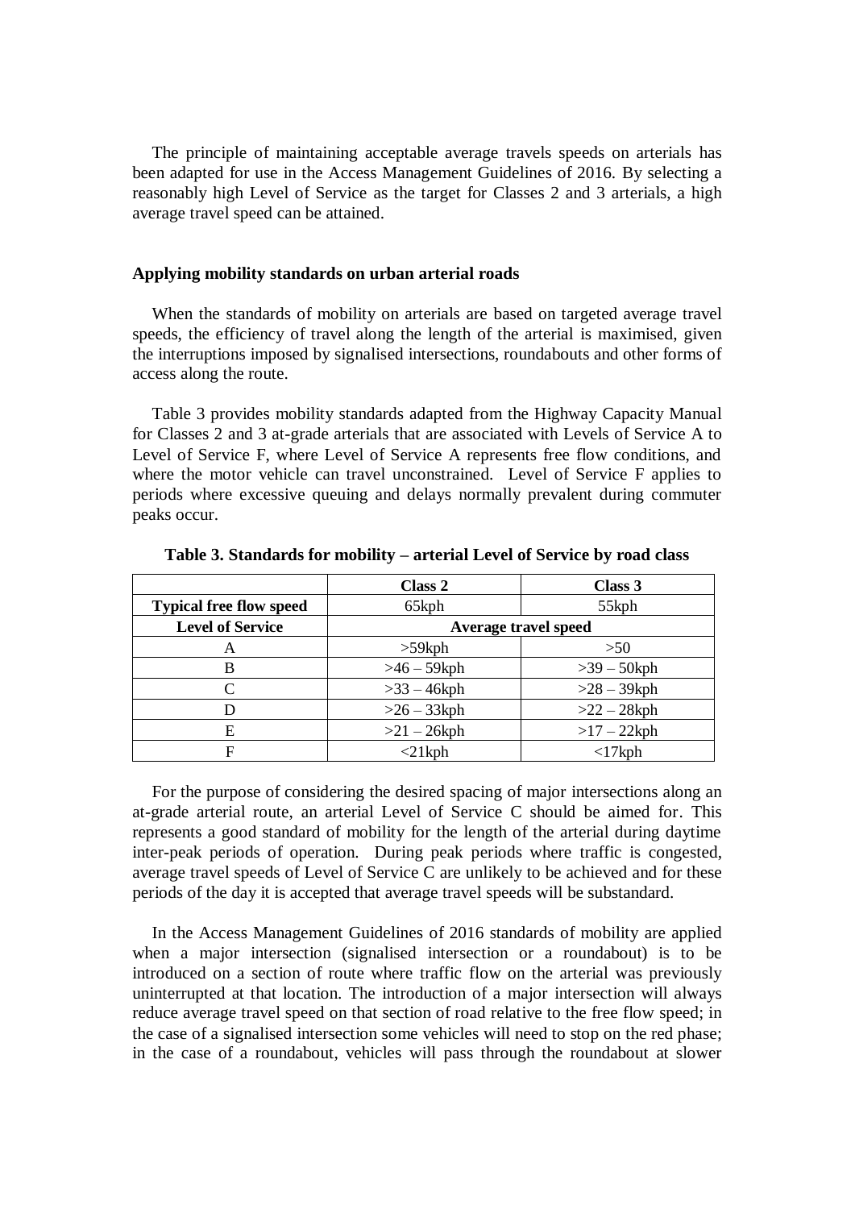The principle of maintaining acceptable average travels speeds on arterials has been adapted for use in the Access Management Guidelines of 2016. By selecting a reasonably high Level of Service as the target for Classes 2 and 3 arterials, a high average travel speed can be attained.

### Applying mobility standards on urban arterial roads

When the standards of mobility on arterials are based on targeted average travel speeds, the efficiency of travel along the length of the arterial is maximised, given the interruptions imposed by signalised intersections, roundabouts and other forms of access along the route.

Table 3 provides mobility standards adapted from the Highway Capacity Manual for Classes 2 and 3 at-grade arterials that are associated with Levels of Service A to Level of Service F, where Level of Service A represents free flow conditions, and where the motor vehicle can travel unconstrained. Level of Service F applies to periods where excessive queuing and delays normally prevalent during commuter peaks occur.

**Table 3. Standards for mobility – arterial Level of Service by road class**

| | **Class 2** | **Class 3** |
|---|---|---|
| **Typical free flow speed** | 65kph | 55kph |
| **Level of Service** | **Average travel speed** | |
| A | >59kph | >50 |
| B | >46 – 59kph | >39 – 50kph |
| C | >33 – 46kph | >28 – 39kph |
| D | >26 – 33kph | >22 – 28kph |
| E | >21 – 26kph | >17 – 22kph |
| F | <21kph | <17kph |

For the purpose of considering the desired spacing of major intersections along an at-grade arterial route, an arterial Level of Service C should be aimed for. This represents a good standard of mobility for the length of the arterial during daytime inter-peak periods of operation. During peak periods where traffic is congested, average travel speeds of Level of Service C are unlikely to be achieved and for these periods of the day it is accepted that average travel speeds will be substandard.

In the Access Management Guidelines of 2016 standards of mobility are applied when a major intersection (signalised intersection or a roundabout) is to be introduced on a section of route where traffic flow on the arterial was previously uninterrupted at that location. The introduction of a major intersection will always reduce average travel speed on that section of road relative to the free flow speed; in the case of a signalised intersection some vehicles will need to stop on the red phase; in the case of a roundabout, vehicles will pass through the roundabout at slower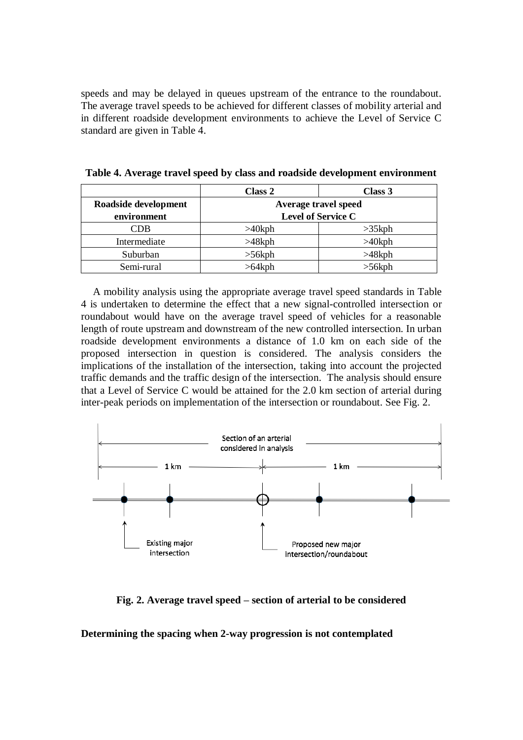speeds and may be delayed in queues upstream of the entrance to the roundabout. The average travel speeds to be achieved for different classes of mobility arterial and in different roadside development environments to achieve the Level of Service C standard are given in Table 4.

**Table 4. Average travel speed by class and roadside development environment**

| | Class 2 | Class 3 |
|---|---|---|
| **Roadside development environment** | **Average travel speed Level of Service C** | |
| CDB | >40kph | >35kph |
| Intermediate | >48kph | >40kph |
| Suburban | >56kph | >48kph |
| Semi-rural | >64kph | >56kph |

A mobility analysis using the appropriate average travel speed standards in Table 4 is undertaken to determine the effect that a new signal-controlled intersection or roundabout would have on the average travel speed of vehicles for a reasonable length of route upstream and downstream of the new controlled intersection. In urban roadside development environments a distance of 1.0 km on each side of the proposed intersection in question is considered. The analysis considers the implications of the installation of the intersection, taking into account the projected traffic demands and the traffic design of the intersection. The analysis should ensure that a Level of Service C would be attained for the 2.0 km section of arterial during inter-peak periods on implementation of the intersection or roundabout. See Fig. 2.

Section of an arterial considered in analysis

1 km 1 km

Existing major intersection

Proposed new major intersection/roundabout

**Fig. 2. Average travel speed – section of arterial to be considered**

**Determining the spacing when 2-way progression is not contemplated**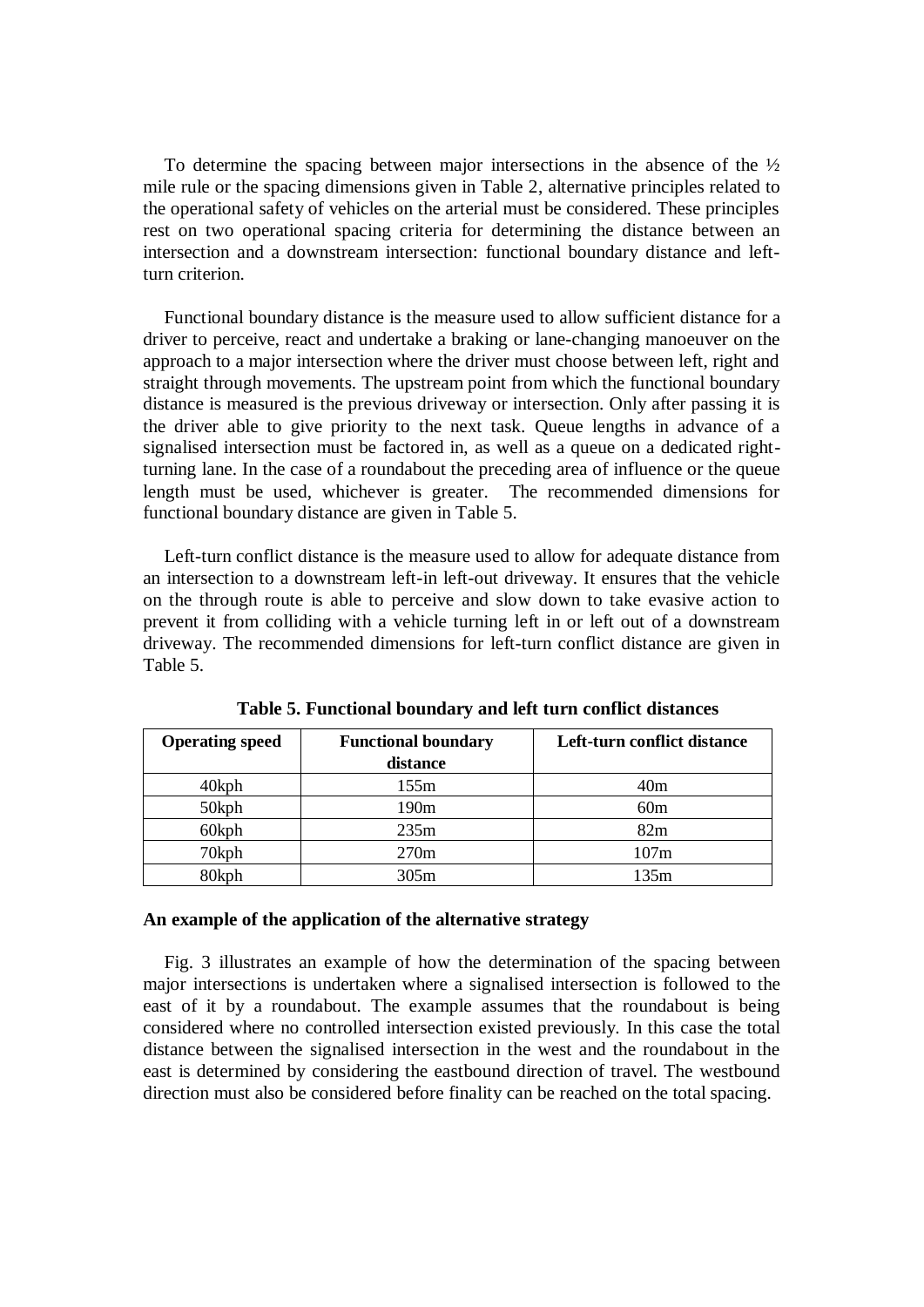To determine the spacing between major intersections in the absence of the ½ mile rule or the spacing dimensions given in Table 2, alternative principles related to the operational safety of vehicles on the arterial must be considered. These principles rest on two operational spacing criteria for determining the distance between an intersection and a downstream intersection: functional boundary distance and left-turn criterion.

Functional boundary distance is the measure used to allow sufficient distance for a driver to perceive, react and undertake a braking or lane-changing manoeuver on the approach to a major intersection where the driver must choose between left, right and straight through movements. The upstream point from which the functional boundary distance is measured is the previous driveway or intersection. Only after passing it is the driver able to give priority to the next task. Queue lengths in advance of a signalised intersection must be factored in, as well as a queue on a dedicated right-turning lane. In the case of a roundabout the preceding area of influence or the queue length must be used, whichever is greater. The recommended dimensions for functional boundary distance are given in Table 5.

Left-turn conflict distance is the measure used to allow for adequate distance from an intersection to a downstream left-in left-out driveway. It ensures that the vehicle on the through route is able to perceive and slow down to take evasive action to prevent it from colliding with a vehicle turning left in or left out of a downstream driveway. The recommended dimensions for left-turn conflict distance are given in Table 5.

**Table 5. Functional boundary and left turn conflict distances**

| Operating speed | Functional boundary distance | Left-turn conflict distance |
|---|---|---|
| 40kph | 155m | 40m |
| 50kph | 190m | 60m |
| 60kph | 235m | 82m |
| 70kph | 270m | 107m |
| 80kph | 305m | 135m |

**An example of the application of the alternative strategy**

Fig. 3 illustrates an example of how the determination of the spacing between major intersections is undertaken where a signalised intersection is followed to the east of it by a roundabout. The example assumes that the roundabout is being considered where no controlled intersection existed previously. In this case the total distance between the signalised intersection in the west and the roundabout in the east is determined by considering the eastbound direction of travel. The westbound direction must also be considered before finality can be reached on the total spacing.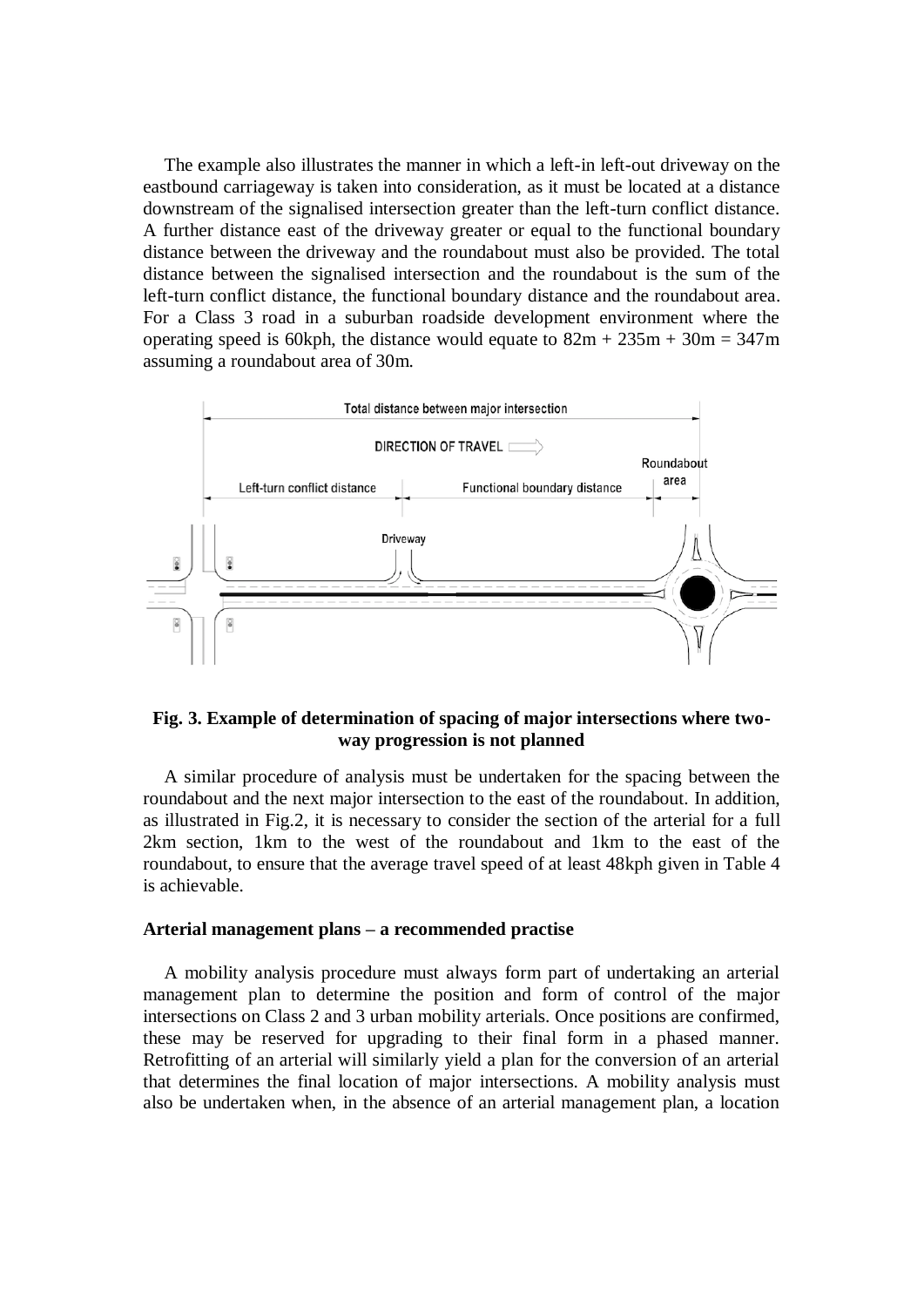The example also illustrates the manner in which a left-in left-out driveway on the eastbound carriageway is taken into consideration, as it must be located at a distance downstream of the signalised intersection greater than the left-turn conflict distance. A further distance east of the driveway greater or equal to the functional boundary distance between the driveway and the roundabout must also be provided. The total distance between the signalised intersection and the roundabout is the sum of the left-turn conflict distance, the functional boundary distance and the roundabout area. For a Class 3 road in a suburban roadside development environment where the operating speed is 60kph, the distance would equate to 82m + 235m + 30m = 347m assuming a roundabout area of 30m.

**Fig. 3. Example of determination of spacing of major intersections where two-way progression is not planned**

A similar procedure of analysis must be undertaken for the spacing between the roundabout and the next major intersection to the east of the roundabout. In addition, as illustrated in Fig.2, it is necessary to consider the section of the arterial for a full 2km section, 1km to the west of the roundabout and 1km to the east of the roundabout, to ensure that the average travel speed of at least 48kph given in Table 4 is achievable.

### Arterial management plans – a recommended practise

A mobility analysis procedure must always form part of undertaking an arterial management plan to determine the position and form of control of the major intersections on Class 2 and 3 urban mobility arterials. Once positions are confirmed, these may be reserved for upgrading to their final form in a phased manner. Retrofitting of an arterial will similarly yield a plan for the conversion of an arterial that determines the final location of major intersections. A mobility analysis must also be undertaken when, in the absence of an arterial management plan, a location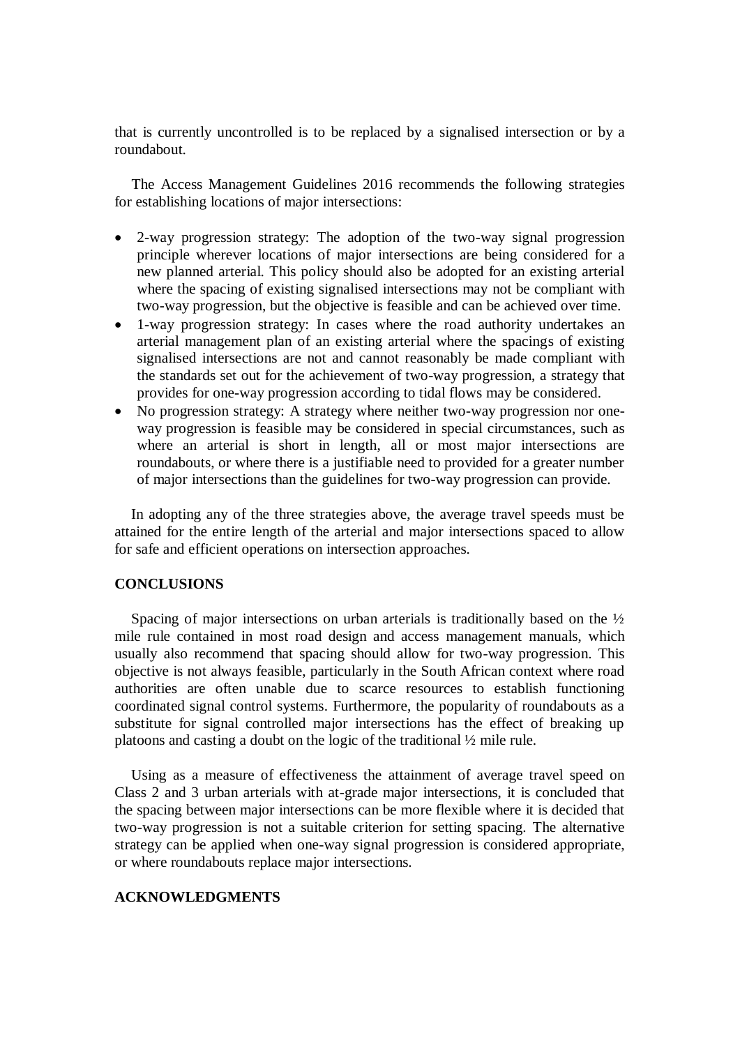that is currently uncontrolled is to be replaced by a signalised intersection or by a roundabout.

The Access Management Guidelines 2016 recommends the following strategies for establishing locations of major intersections:

- 2-way progression strategy: The adoption of the two-way signal progression principle wherever locations of major intersections are being considered for a new planned arterial. This policy should also be adopted for an existing arterial where the spacing of existing signalised intersections may not be compliant with two-way progression, but the objective is feasible and can be achieved over time.
- 1-way progression strategy: In cases where the road authority undertakes an arterial management plan of an existing arterial where the spacings of existing signalised intersections are not and cannot reasonably be made compliant with the standards set out for the achievement of two-way progression, a strategy that provides for one-way progression according to tidal flows may be considered.
- No progression strategy: A strategy where neither two-way progression nor one-way progression is feasible may be considered in special circumstances, such as where an arterial is short in length, all or most major intersections are roundabouts, or where there is a justifiable need to provided for a greater number of major intersections than the guidelines for two-way progression can provide.

In adopting any of the three strategies above, the average travel speeds must be attained for the entire length of the arterial and major intersections spaced to allow for safe and efficient operations on intersection approaches.

## CONCLUSIONS

Spacing of major intersections on urban arterials is traditionally based on the ½ mile rule contained in most road design and access management manuals, which usually also recommend that spacing should allow for two-way progression. This objective is not always feasible, particularly in the South African context where road authorities are often unable due to scarce resources to establish functioning coordinated signal control systems. Furthermore, the popularity of roundabouts as a substitute for signal controlled major intersections has the effect of breaking up platoons and casting a doubt on the logic of the traditional ½ mile rule.

Using as a measure of effectiveness the attainment of average travel speed on Class 2 and 3 urban arterials with at-grade major intersections, it is concluded that the spacing between major intersections can be more flexible where it is decided that two-way progression is not a suitable criterion for setting spacing. The alternative strategy can be applied when one-way signal progression is considered appropriate, or where roundabouts replace major intersections.

## ACKNOWLEDGMENTS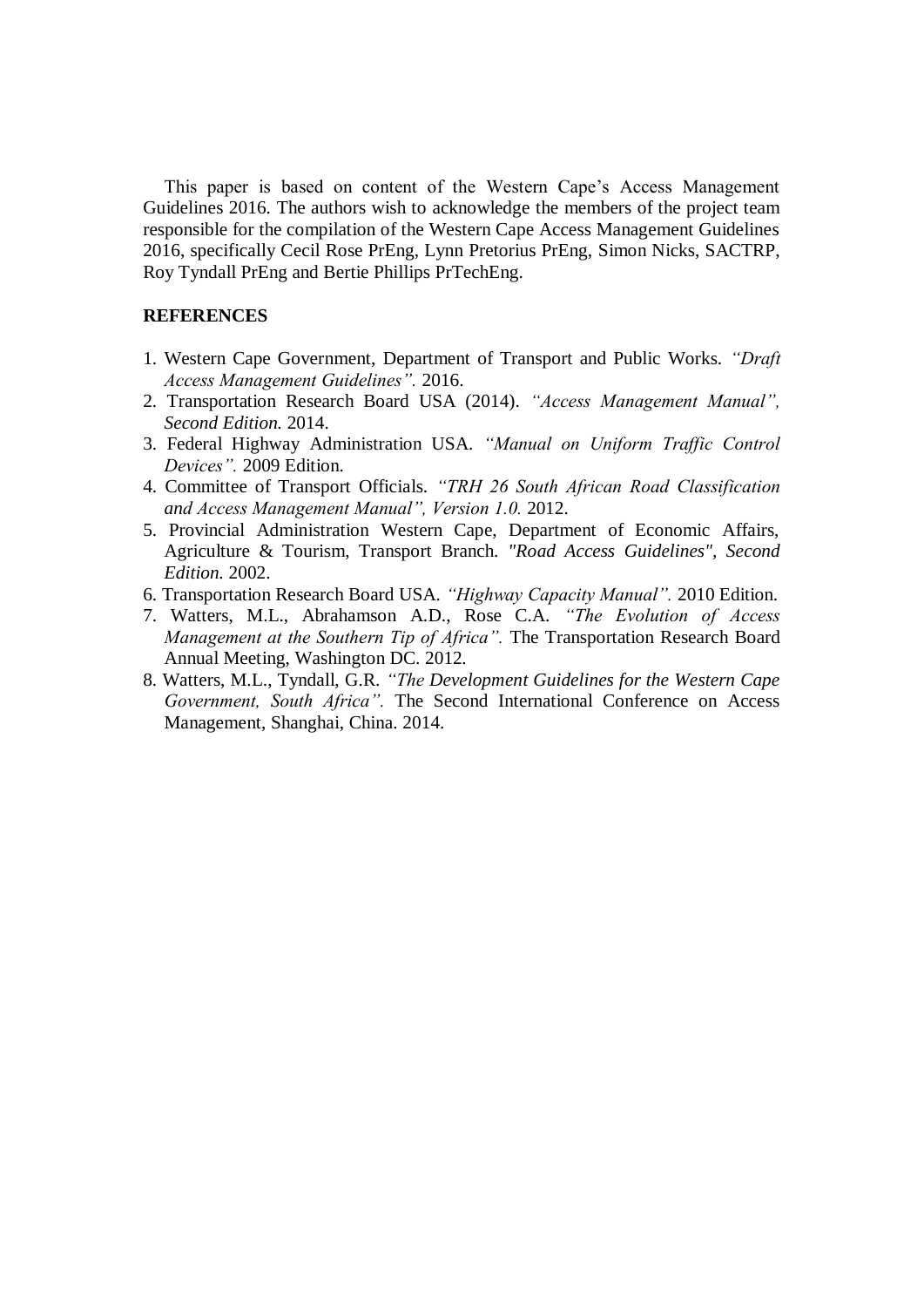This paper is based on content of the Western Cape's Access Management Guidelines 2016. The authors wish to acknowledge the members of the project team responsible for the compilation of the Western Cape Access Management Guidelines 2016, specifically Cecil Rose PrEng, Lynn Pretorius PrEng, Simon Nicks, SACTRP, Roy Tyndall PrEng and Bertie Phillips PrTechEng.

## REFERENCES

1. Western Cape Government, Department of Transport and Public Works. *"Draft Access Management Guidelines".* 2016.
2. Transportation Research Board USA (2014). *"Access Management Manual", Second Edition.* 2014.
3. Federal Highway Administration USA. *"Manual on Uniform Traffic Control Devices".* 2009 Edition.
4. Committee of Transport Officials. *"TRH 26 South African Road Classification and Access Management Manual", Version 1.0.* 2012.
5. Provincial Administration Western Cape, Department of Economic Affairs, Agriculture & Tourism, Transport Branch. *"Road Access Guidelines", Second Edition.* 2002.
6. Transportation Research Board USA. *"Highway Capacity Manual".* 2010 Edition.
7. Watters, M.L., Abrahamson A.D., Rose C.A. *"The Evolution of Access Management at the Southern Tip of Africa".* The Transportation Research Board Annual Meeting, Washington DC. 2012.
8. Watters, M.L., Tyndall, G.R. *"The Development Guidelines for the Western Cape Government, South Africa".* The Second International Conference on Access Management, Shanghai, China. 2014.